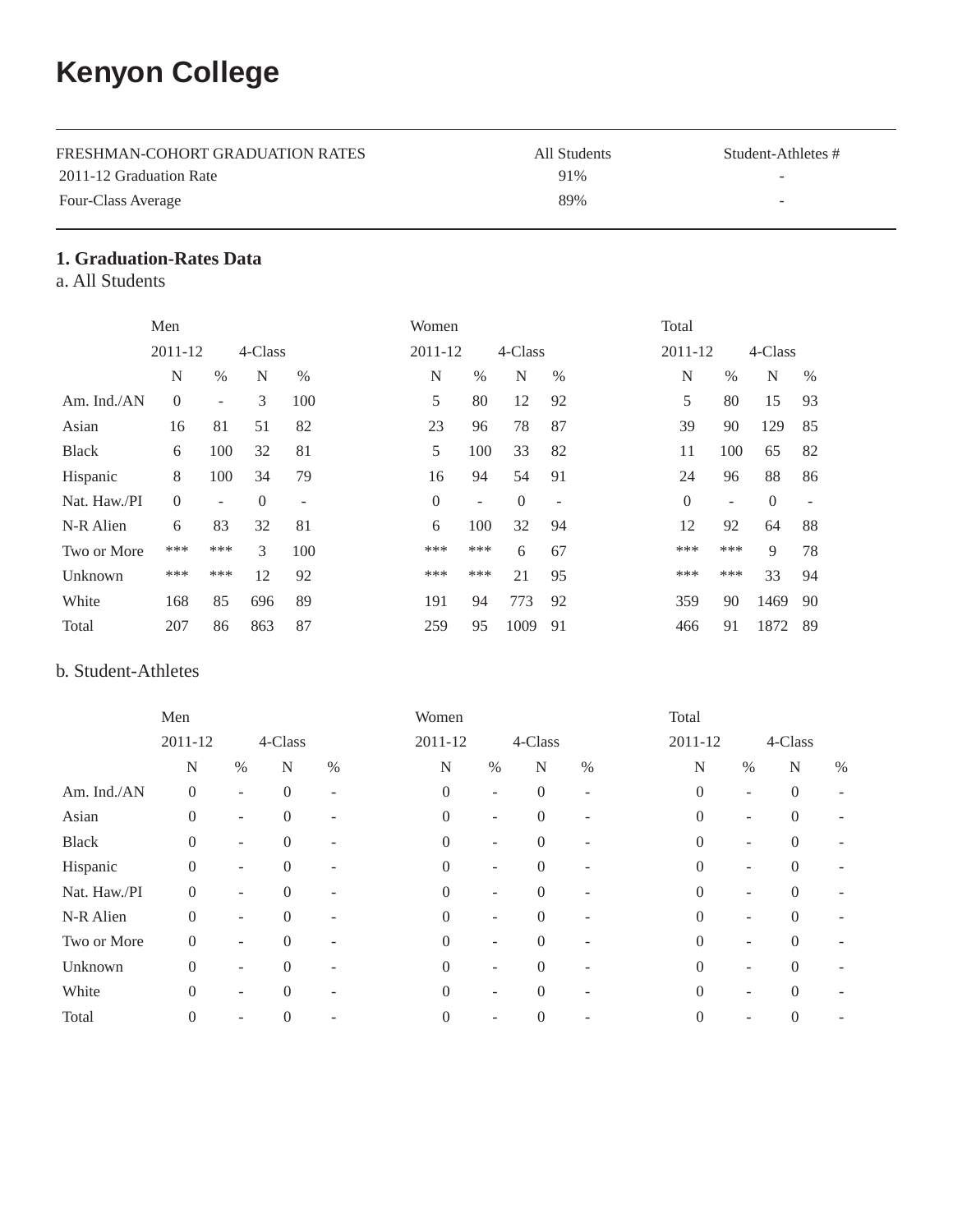# Kenyon College

| FRESHMAN-COHORT GRADUATION RATES | All Students | Student-Athletes # |
|---|---|---|
| 2011-12 Graduation Rate | 91% | - |
| Four-Class Average | 89% | - |

## 1. Graduation-Rates Data

### a. All Students

| | Men | | | | Women | | | | Total | | | |
|---|---|---|---|---|---|---|---|---|---|---|---|---|
| | 2011-12 | | 4-Class | | 2011-12 | | 4-Class | | 2011-12 | | 4-Class | |
| | N | % | N | % | N | % | N | % | N | % | N | % |
| Am. Ind./AN | 0 | - | 3 | 100 | 5 | 80 | 12 | 92 | 5 | 80 | 15 | 93 |
| Asian | 16 | 81 | 51 | 82 | 23 | 96 | 78 | 87 | 39 | 90 | 129 | 85 |
| Black | 6 | 100 | 32 | 81 | 5 | 100 | 33 | 82 | 11 | 100 | 65 | 82 |
| Hispanic | 8 | 100 | 34 | 79 | 16 | 94 | 54 | 91 | 24 | 96 | 88 | 86 |
| Nat. Haw./PI | 0 | - | 0 | - | 0 | - | 0 | - | 0 | - | 0 | - |
| N-R Alien | 6 | 83 | 32 | 81 | 6 | 100 | 32 | 94 | 12 | 92 | 64 | 88 |
| Two or More | *** | *** | 3 | 100 | *** | *** | 6 | 67 | *** | *** | 9 | 78 |
| Unknown | *** | *** | 12 | 92 | *** | *** | 21 | 95 | *** | *** | 33 | 94 |
| White | 168 | 85 | 696 | 89 | 191 | 94 | 773 | 92 | 359 | 90 | 1469 | 90 |
| Total | 207 | 86 | 863 | 87 | 259 | 95 | 1009 | 91 | 466 | 91 | 1872 | 89 |

### b. Student-Athletes

| | Men | | | | Women | | | | Total | | | |
|---|---|---|---|---|---|---|---|---|---|---|---|---|
| | 2011-12 | | 4-Class | | 2011-12 | | 4-Class | | 2011-12 | | 4-Class | |
| | N | % | N | % | N | % | N | % | N | % | N | % |
| Am. Ind./AN | 0 | - | 0 | - | 0 | - | 0 | - | 0 | - | 0 | - |
| Asian | 0 | - | 0 | - | 0 | - | 0 | - | 0 | - | 0 | - |
| Black | 0 | - | 0 | - | 0 | - | 0 | - | 0 | - | 0 | - |
| Hispanic | 0 | - | 0 | - | 0 | - | 0 | - | 0 | - | 0 | - |
| Nat. Haw./PI | 0 | - | 0 | - | 0 | - | 0 | - | 0 | - | 0 | - |
| N-R Alien | 0 | - | 0 | - | 0 | - | 0 | - | 0 | - | 0 | - |
| Two or More | 0 | - | 0 | - | 0 | - | 0 | - | 0 | - | 0 | - |
| Unknown | 0 | - | 0 | - | 0 | - | 0 | - | 0 | - | 0 | - |
| White | 0 | - | 0 | - | 0 | - | 0 | - | 0 | - | 0 | - |
| Total | 0 | - | 0 | - | 0 | - | 0 | - | 0 | - | 0 | - |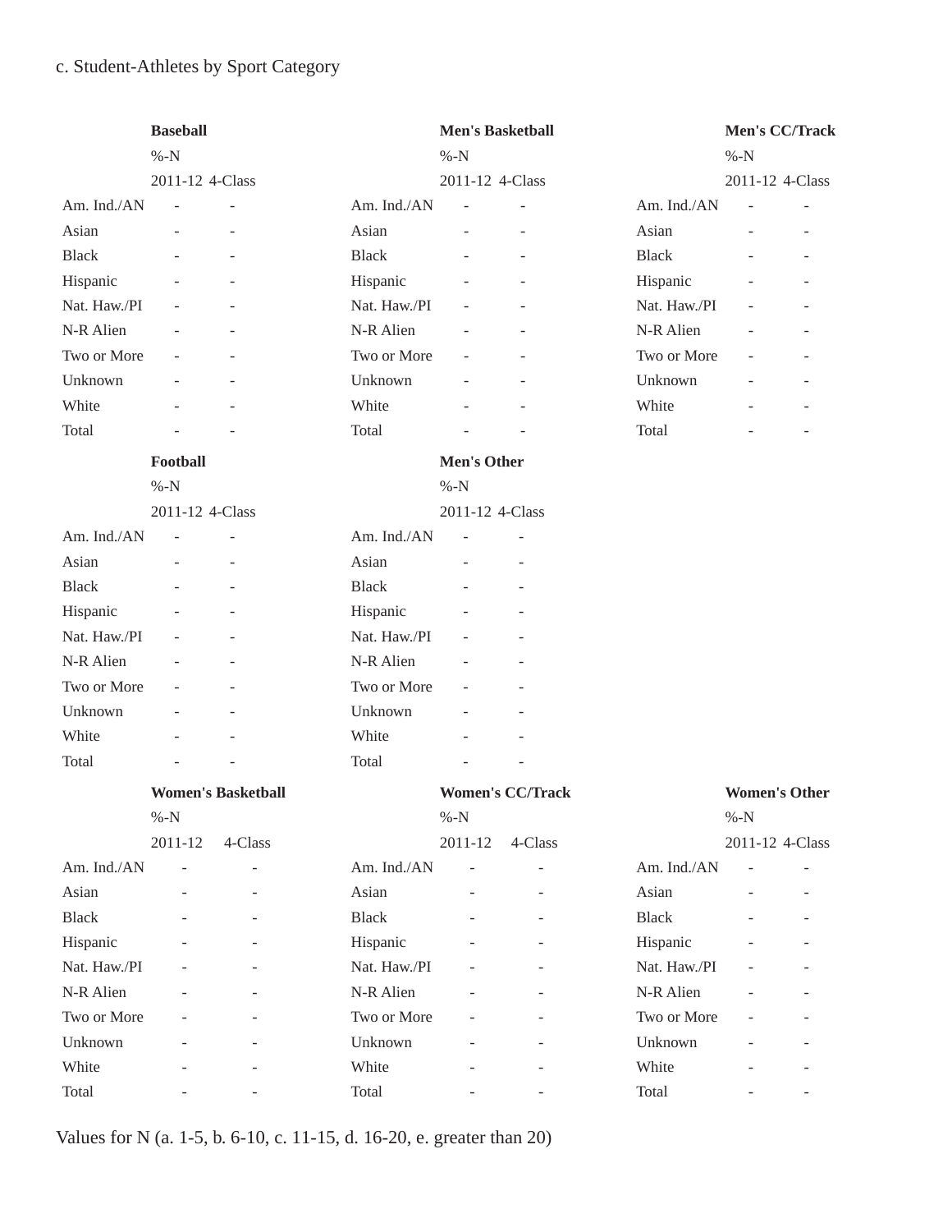c. Student-Athletes by Sport Category

| | Baseball | |
|---|---|---|
| | %-N | |
| | 2011-12 | 4-Class |
| Am. Ind./AN | - | - |
| Asian | - | - |
| Black | - | - |
| Hispanic | - | - |
| Nat. Haw./PI | - | - |
| N-R Alien | - | - |
| Two or More | - | - |
| Unknown | - | - |
| White | - | - |
| Total | - | - |

| | Men's Basketball | |
|---|---|---|
| | %-N | |
| | 2011-12 | 4-Class |
| Am. Ind./AN | - | - |
| Asian | - | - |
| Black | - | - |
| Hispanic | - | - |
| Nat. Haw./PI | - | - |
| N-R Alien | - | - |
| Two or More | - | - |
| Unknown | - | - |
| White | - | - |
| Total | - | - |

| | Men's CC/Track | |
|---|---|---|
| | %-N | |
| | 2011-12 | 4-Class |
| Am. Ind./AN | - | - |
| Asian | - | - |
| Black | - | - |
| Hispanic | - | - |
| Nat. Haw./PI | - | - |
| N-R Alien | - | - |
| Two or More | - | - |
| Unknown | - | - |
| White | - | - |
| Total | - | - |

| | Football | |
|---|---|---|
| | %-N | |
| | 2011-12 | 4-Class |
| Am. Ind./AN | - | - |
| Asian | - | - |
| Black | - | - |
| Hispanic | - | - |
| Nat. Haw./PI | - | - |
| N-R Alien | - | - |
| Two or More | - | - |
| Unknown | - | - |
| White | - | - |
| Total | - | - |

| | Men's Other | |
|---|---|---|
| | %-N | |
| | 2011-12 | 4-Class |
| Am. Ind./AN | - | - |
| Asian | - | - |
| Black | - | - |
| Hispanic | - | - |
| Nat. Haw./PI | - | - |
| N-R Alien | - | - |
| Two or More | - | - |
| Unknown | - | - |
| White | - | - |
| Total | - | - |

| | Women's Basketball | |
|---|---|---|
| | %-N | |
| | 2011-12 | 4-Class |
| Am. Ind./AN | - | - |
| Asian | - | - |
| Black | - | - |
| Hispanic | - | - |
| Nat. Haw./PI | - | - |
| N-R Alien | - | - |
| Two or More | - | - |
| Unknown | - | - |
| White | - | - |
| Total | - | - |

| | Women's CC/Track | |
|---|---|---|
| | %-N | |
| | 2011-12 | 4-Class |
| Am. Ind./AN | - | - |
| Asian | - | - |
| Black | - | - |
| Hispanic | - | - |
| Nat. Haw./PI | - | - |
| N-R Alien | - | - |
| Two or More | - | - |
| Unknown | - | - |
| White | - | - |
| Total | - | - |

| | Women's Other | |
|---|---|---|
| | %-N | |
| | 2011-12 | 4-Class |
| Am. Ind./AN | - | - |
| Asian | - | - |
| Black | - | - |
| Hispanic | - | - |
| Nat. Haw./PI | - | - |
| N-R Alien | - | - |
| Two or More | - | - |
| Unknown | - | - |
| White | - | - |
| Total | - | - |

Values for N (a. 1-5, b. 6-10, c. 11-15, d. 16-20, e. greater than 20)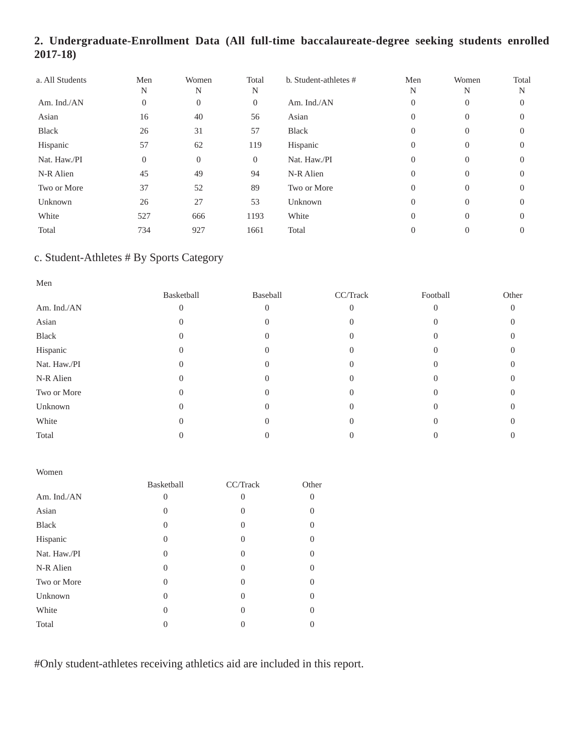## 2. Undergraduate-Enrollment Data (All full-time baccalaureate-degree seeking students enrolled 2017-18)

| a. All Students | Men N | Women N | Total N |
|---|---|---|---|
| Am. Ind./AN | 0 | 0 | 0 |
| Asian | 16 | 40 | 56 |
| Black | 26 | 31 | 57 |
| Hispanic | 57 | 62 | 119 |
| Nat. Haw./PI | 0 | 0 | 0 |
| N-R Alien | 45 | 49 | 94 |
| Two or More | 37 | 52 | 89 |
| Unknown | 26 | 27 | 53 |
| White | 527 | 666 | 1193 |
| Total | 734 | 927 | 1661 |

| b. Student-athletes # | Men N | Women N | Total N |
|---|---|---|---|
| Am. Ind./AN | 0 | 0 | 0 |
| Asian | 0 | 0 | 0 |
| Black | 0 | 0 | 0 |
| Hispanic | 0 | 0 | 0 |
| Nat. Haw./PI | 0 | 0 | 0 |
| N-R Alien | 0 | 0 | 0 |
| Two or More | 0 | 0 | 0 |
| Unknown | 0 | 0 | 0 |
| White | 0 | 0 | 0 |
| Total | 0 | 0 | 0 |

### c. Student-Athletes # By Sports Category

Men

| | Basketball | Baseball | CC/Track | Football | Other |
|---|---|---|---|---|---|
| Am. Ind./AN | 0 | 0 | 0 | 0 | 0 |
| Asian | 0 | 0 | 0 | 0 | 0 |
| Black | 0 | 0 | 0 | 0 | 0 |
| Hispanic | 0 | 0 | 0 | 0 | 0 |
| Nat. Haw./PI | 0 | 0 | 0 | 0 | 0 |
| N-R Alien | 0 | 0 | 0 | 0 | 0 |
| Two or More | 0 | 0 | 0 | 0 | 0 |
| Unknown | 0 | 0 | 0 | 0 | 0 |
| White | 0 | 0 | 0 | 0 | 0 |
| Total | 0 | 0 | 0 | 0 | 0 |

Women

| | Basketball | CC/Track | Other |
|---|---|---|---|
| Am. Ind./AN | 0 | 0 | 0 |
| Asian | 0 | 0 | 0 |
| Black | 0 | 0 | 0 |
| Hispanic | 0 | 0 | 0 |
| Nat. Haw./PI | 0 | 0 | 0 |
| N-R Alien | 0 | 0 | 0 |
| Two or More | 0 | 0 | 0 |
| Unknown | 0 | 0 | 0 |
| White | 0 | 0 | 0 |
| Total | 0 | 0 | 0 |

#Only student-athletes receiving athletics aid are included in this report.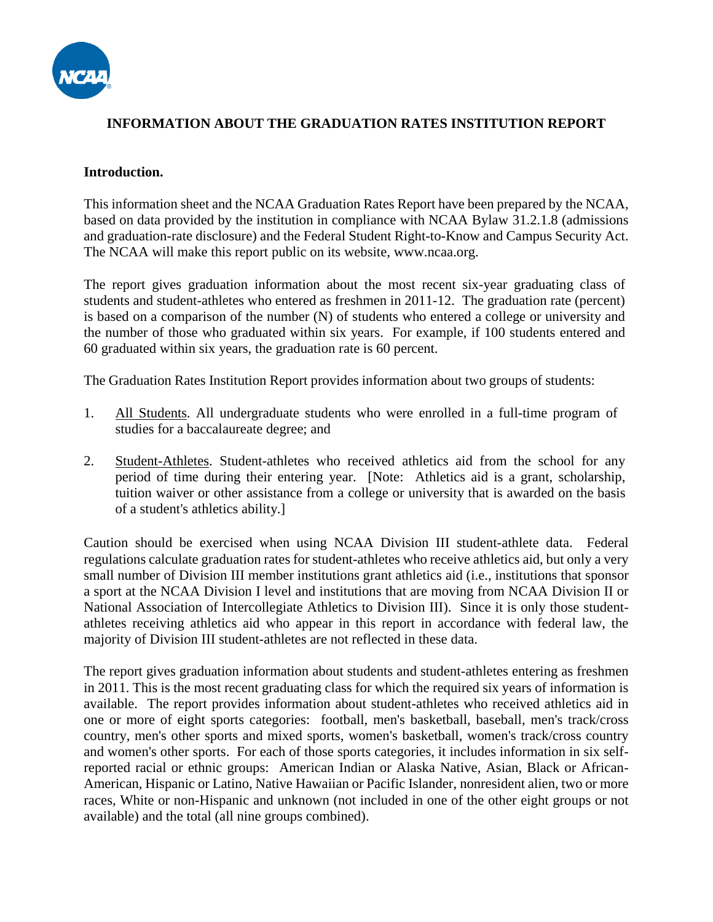## INFORMATION ABOUT THE GRADUATION RATES INSTITUTION REPORT

**Introduction.**

This information sheet and the NCAA Graduation Rates Report have been prepared by the NCAA, based on data provided by the institution in compliance with NCAA Bylaw 31.2.1.8 (admissions and graduation-rate disclosure) and the Federal Student Right-to-Know and Campus Security Act. The NCAA will make this report public on its website, www.ncaa.org.

The report gives graduation information about the most recent six-year graduating class of students and student-athletes who entered as freshmen in 2011-12. The graduation rate (percent) is based on a comparison of the number (N) of students who entered a college or university and the number of those who graduated within six years. For example, if 100 students entered and 60 graduated within six years, the graduation rate is 60 percent.

The Graduation Rates Institution Report provides information about two groups of students:

1. All Students. All undergraduate students who were enrolled in a full-time program of studies for a baccalaureate degree; and

2. Student-Athletes. Student-athletes who received athletics aid from the school for any period of time during their entering year. [Note: Athletics aid is a grant, scholarship, tuition waiver or other assistance from a college or university that is awarded on the basis of a student's athletics ability.]

Caution should be exercised when using NCAA Division III student-athlete data. Federal regulations calculate graduation rates for student-athletes who receive athletics aid, but only a very small number of Division III member institutions grant athletics aid (i.e., institutions that sponsor a sport at the NCAA Division I level and institutions that are moving from NCAA Division II or National Association of Intercollegiate Athletics to Division III). Since it is only those student-athletes receiving athletics aid who appear in this report in accordance with federal law, the majority of Division III student-athletes are not reflected in these data.

The report gives graduation information about students and student-athletes entering as freshmen in 2011. This is the most recent graduating class for which the required six years of information is available. The report provides information about student-athletes who received athletics aid in one or more of eight sports categories: football, men's basketball, baseball, men's track/cross country, men's other sports and mixed sports, women's basketball, women's track/cross country and women's other sports. For each of those sports categories, it includes information in six self-reported racial or ethnic groups: American Indian or Alaska Native, Asian, Black or African-American, Hispanic or Latino, Native Hawaiian or Pacific Islander, nonresident alien, two or more races, White or non-Hispanic and unknown (not included in one of the other eight groups or not available) and the total (all nine groups combined).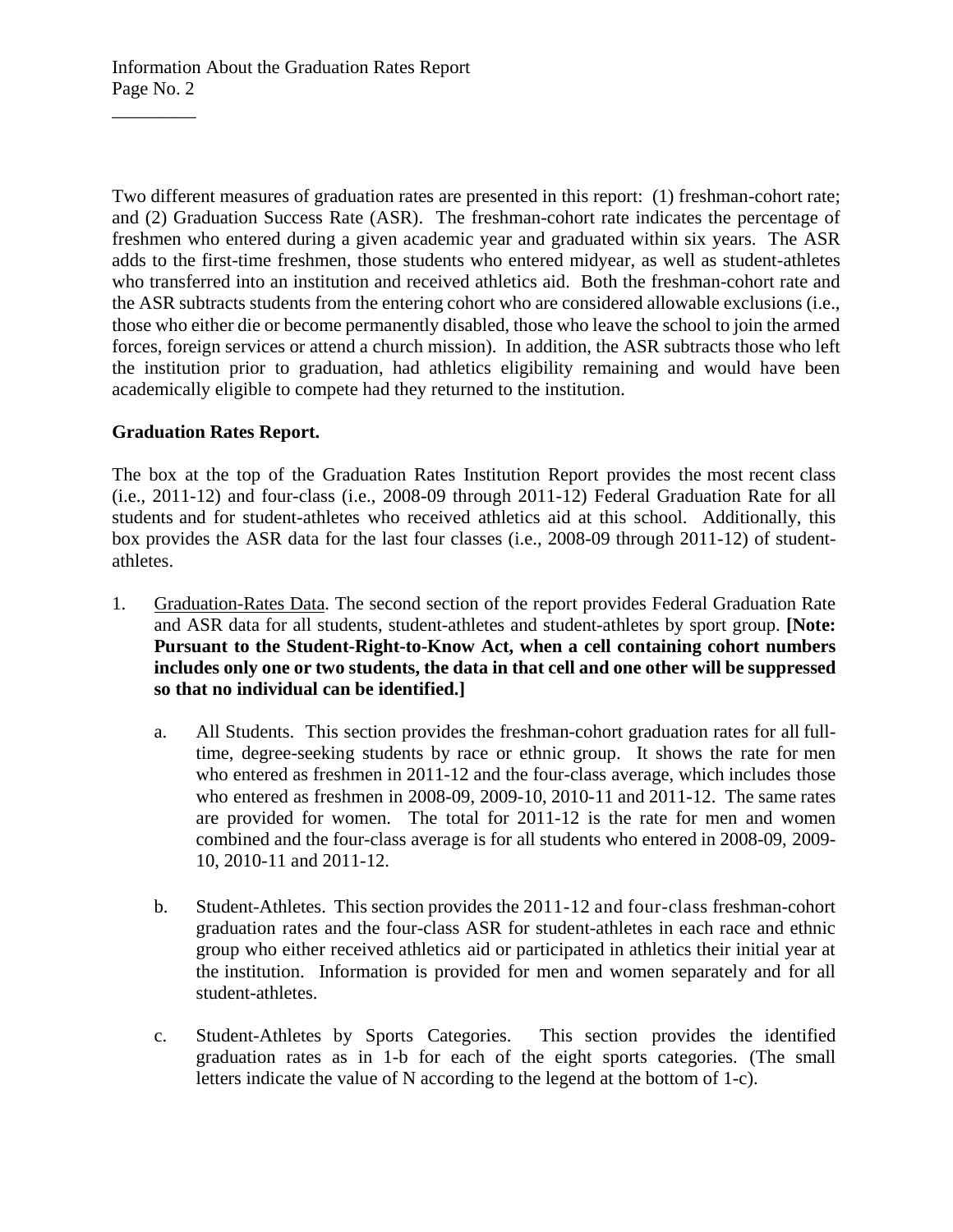Two different measures of graduation rates are presented in this report: (1) freshman-cohort rate; and (2) Graduation Success Rate (ASR). The freshman-cohort rate indicates the percentage of freshmen who entered during a given academic year and graduated within six years. The ASR adds to the first-time freshmen, those students who entered midyear, as well as student-athletes who transferred into an institution and received athletics aid. Both the freshman-cohort rate and the ASR subtracts students from the entering cohort who are considered allowable exclusions (i.e., those who either die or become permanently disabled, those who leave the school to join the armed forces, foreign services or attend a church mission). In addition, the ASR subtracts those who left the institution prior to graduation, had athletics eligibility remaining and would have been academically eligible to compete had they returned to the institution.

**Graduation Rates Report.**

The box at the top of the Graduation Rates Institution Report provides the most recent class (i.e., 2011-12) and four-class (i.e., 2008-09 through 2011-12) Federal Graduation Rate for all students and for student-athletes who received athletics aid at this school. Additionally, this box provides the ASR data for the last four classes (i.e., 2008-09 through 2011-12) of student-athletes.

1. Graduation-Rates Data. The second section of the report provides Federal Graduation Rate and ASR data for all students, student-athletes and student-athletes by sport group. **[Note: Pursuant to the Student-Right-to-Know Act, when a cell containing cohort numbers includes only one or two students, the data in that cell and one other will be suppressed so that no individual can be identified.]**

    a. All Students. This section provides the freshman-cohort graduation rates for all full-time, degree-seeking students by race or ethnic group. It shows the rate for men who entered as freshmen in 2011-12 and the four-class average, which includes those who entered as freshmen in 2008-09, 2009-10, 2010-11 and 2011-12. The same rates are provided for women. The total for 2011-12 is the rate for men and women combined and the four-class average is for all students who entered in 2008-09, 2009-10, 2010-11 and 2011-12.

    b. Student-Athletes. This section provides the 2011-12 and four-class freshman-cohort graduation rates and the four-class ASR for student-athletes in each race and ethnic group who either received athletics aid or participated in athletics their initial year at the institution. Information is provided for men and women separately and for all student-athletes.

    c. Student-Athletes by Sports Categories. This section provides the identified graduation rates as in 1-b for each of the eight sports categories. (The small letters indicate the value of N according to the legend at the bottom of 1-c).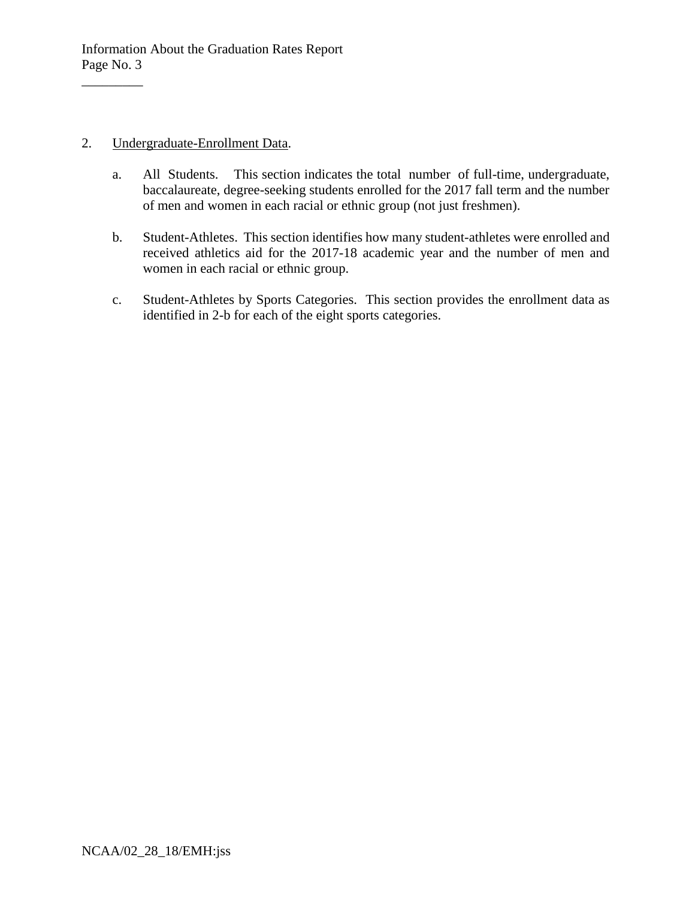2. <u>Undergraduate-Enrollment Data</u>.

   a. All Students. This section indicates the total number of full-time, undergraduate, baccalaureate, degree-seeking students enrolled for the 2017 fall term and the number of men and women in each racial or ethnic group (not just freshmen).

   b. Student-Athletes. This section identifies how many student-athletes were enrolled and received athletics aid for the 2017-18 academic year and the number of men and women in each racial or ethnic group.

   c. Student-Athletes by Sports Categories. This section provides the enrollment data as identified in 2-b for each of the eight sports categories.

NCAA/02_28_18/EMH:jss